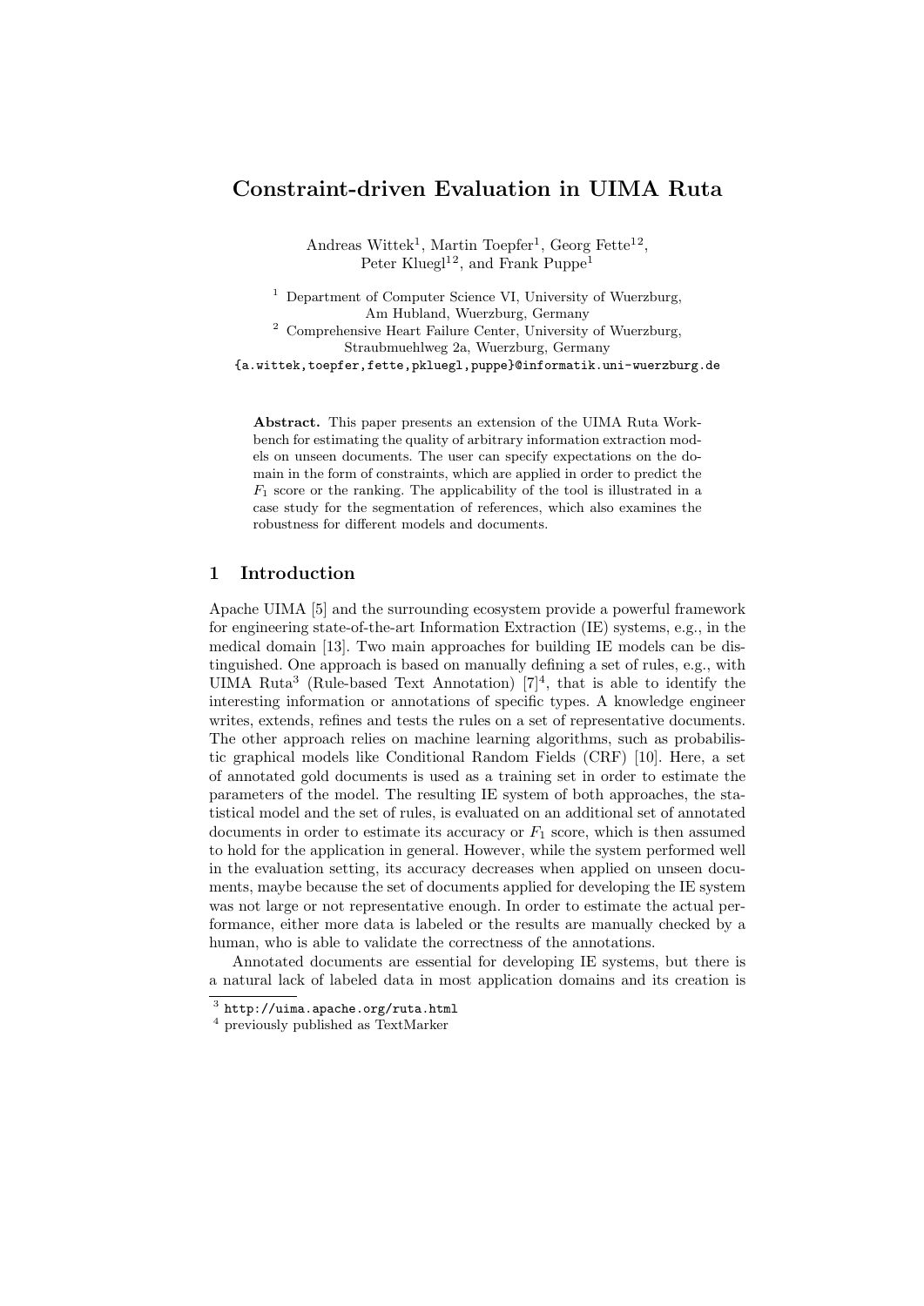# Constraint-driven Evaluation in UIMA Ruta

Andreas Wittek[1], Martin Toepfer[1], Georg Fette[12], Peter Kluegl[12], and Frank Puppe[1]

[1] Department of Computer Science VI, University of Wuerzburg, Am Hubland, Wuerzburg, Germany

[2] Comprehensive Heart Failure Center, University of Wuerzburg, Straubmuehlweg 2a, Wuerzburg, Germany

{a.wittek,toepfer,fette,pkluegl,puppe}@informatik.uni-wuerzburg.de

**Abstract.** This paper presents an extension of the UIMA Ruta Workbench for estimating the quality of arbitrary information extraction models on unseen documents. The user can specify expectations on the domain in the form of constraints, which are applied in order to predict the $F_1$ score or the ranking. The applicability of the tool is illustrated in a case study for the segmentation of references, which also examines the robustness for different models and documents.

## 1 Introduction

Apache UIMA [5] and the surrounding ecosystem provide a powerful framework for engineering state-of-the-art Information Extraction (IE) systems, e.g., in the medical domain [13]. Two main approaches for building IE models can be distinguished. One approach is based on manually defining a set of rules, e.g., with UIMA Ruta[3] (Rule-based Text Annotation) [7][4], that is able to identify the interesting information or annotations of specific types. A knowledge engineer writes, extends, refines and tests the rules on a set of representative documents. The other approach relies on machine learning algorithms, such as probabilistic graphical models like Conditional Random Fields (CRF) [10]. Here, a set of annotated gold documents is used as a training set in order to estimate the parameters of the model. The resulting IE system of both approaches, the statistical model and the set of rules, is evaluated on an additional set of annotated documents in order to estimate its accuracy or $F_1$ score, which is then assumed to hold for the application in general. However, while the system performed well in the evaluation setting, its accuracy decreases when applied on unseen documents, maybe because the set of documents applied for developing the IE system was not large or not representative enough. In order to estimate the actual performance, either more data is labeled or the results are manually checked by a human, who is able to validate the correctness of the annotations.

Annotated documents are essential for developing IE systems, but there is a natural lack of labeled data in most application domains and its creation is

[3] http://uima.apache.org/ruta.html

[4] previously published as TextMarker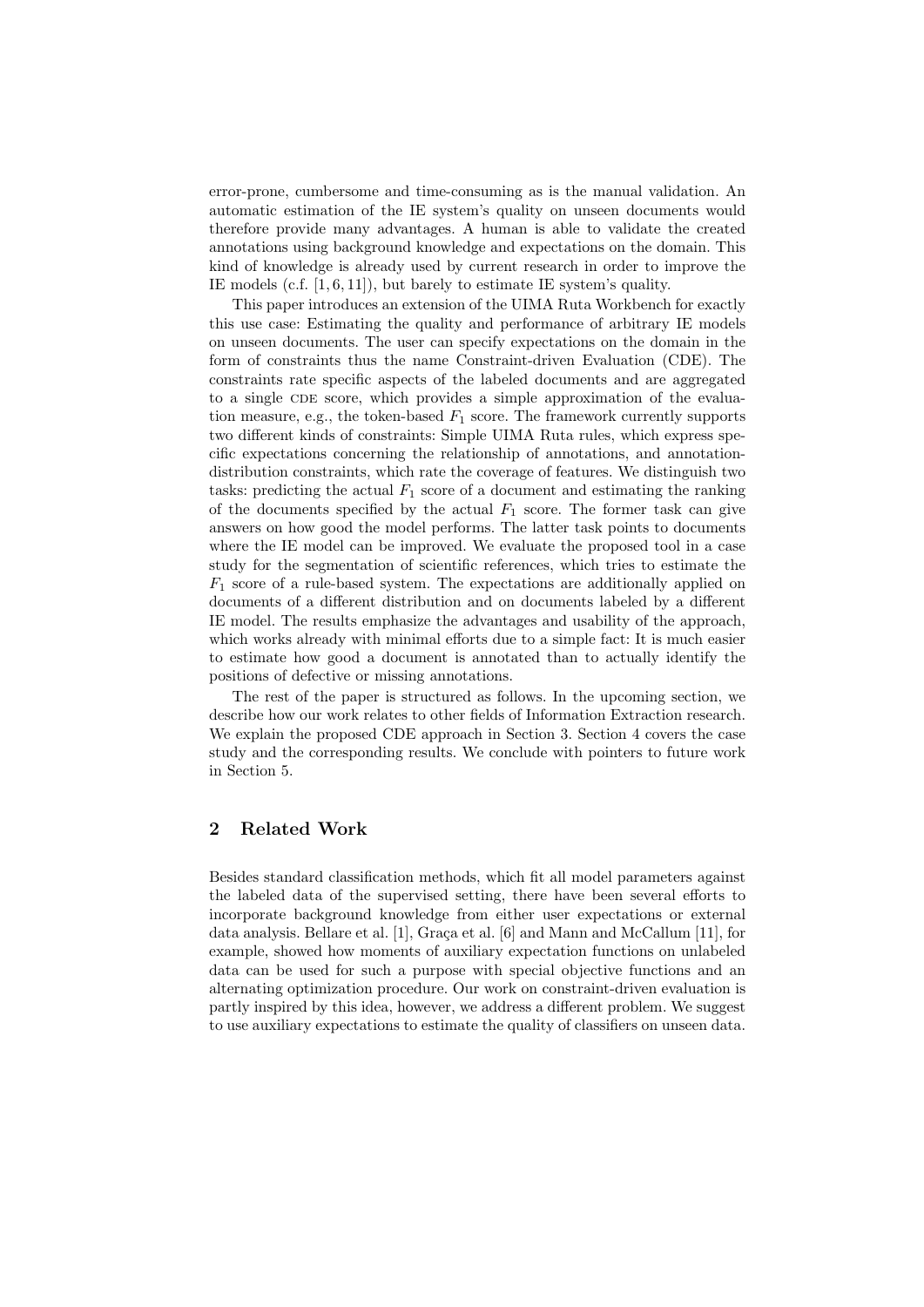error-prone, cumbersome and time-consuming as is the manual validation. An automatic estimation of the IE system's quality on unseen documents would therefore provide many advantages. A human is able to validate the created annotations using background knowledge and expectations on the domain. This kind of knowledge is already used by current research in order to improve the IE models (c.f. [1, 6, 11]), but barely to estimate IE system's quality.

This paper introduces an extension of the UIMA Ruta Workbench for exactly this use case: Estimating the quality and performance of arbitrary IE models on unseen documents. The user can specify expectations on the domain in the form of constraints thus the name Constraint-driven Evaluation (CDE). The constraints rate specific aspects of the labeled documents and are aggregated to a single CDE score, which provides a simple approximation of the evaluation measure, e.g., the token-based $F_1$ score. The framework currently supports two different kinds of constraints: Simple UIMA Ruta rules, which express specific expectations concerning the relationship of annotations, and annotation-distribution constraints, which rate the coverage of features. We distinguish two tasks: predicting the actual $F_1$ score of a document and estimating the ranking of the documents specified by the actual $F_1$ score. The former task can give answers on how good the model performs. The latter task points to documents where the IE model can be improved. We evaluate the proposed tool in a case study for the segmentation of scientific references, which tries to estimate the $F_1$ score of a rule-based system. The expectations are additionally applied on documents of a different distribution and on documents labeled by a different IE model. The results emphasize the advantages and usability of the approach, which works already with minimal efforts due to a simple fact: It is much easier to estimate how good a document is annotated than to actually identify the positions of defective or missing annotations.

The rest of the paper is structured as follows. In the upcoming section, we describe how our work relates to other fields of Information Extraction research. We explain the proposed CDE approach in Section 3. Section 4 covers the case study and the corresponding results. We conclude with pointers to future work in Section 5.

## 2 Related Work

Besides standard classification methods, which fit all model parameters against the labeled data of the supervised setting, there have been several efforts to incorporate background knowledge from either user expectations or external data analysis. Bellare et al. [1], Graça et al. [6] and Mann and McCallum [11], for example, showed how moments of auxiliary expectation functions on unlabeled data can be used for such a purpose with special objective functions and an alternating optimization procedure. Our work on constraint-driven evaluation is partly inspired by this idea, however, we address a different problem. We suggest to use auxiliary expectations to estimate the quality of classifiers on unseen data.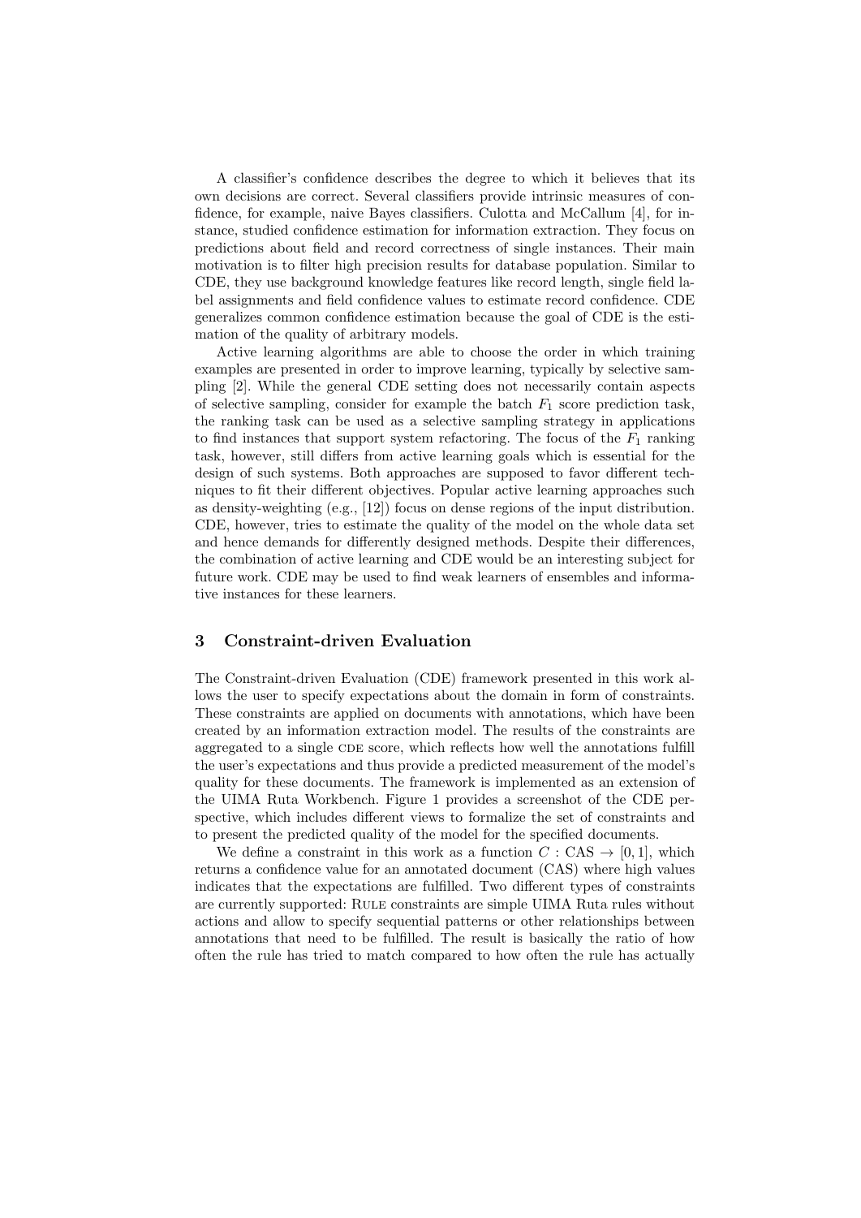A classifier's confidence describes the degree to which it believes that its own decisions are correct. Several classifiers provide intrinsic measures of confidence, for example, naive Bayes classifiers. Culotta and McCallum [4], for instance, studied confidence estimation for information extraction. They focus on predictions about field and record correctness of single instances. Their main motivation is to filter high precision results for database population. Similar to CDE, they use background knowledge features like record length, single field label assignments and field confidence values to estimate record confidence. CDE generalizes common confidence estimation because the goal of CDE is the estimation of the quality of arbitrary models.

Active learning algorithms are able to choose the order in which training examples are presented in order to improve learning, typically by selective sampling [2]. While the general CDE setting does not necessarily contain aspects of selective sampling, consider for example the batch $F_1$ score prediction task, the ranking task can be used as a selective sampling strategy in applications to find instances that support system refactoring. The focus of the $F_1$ ranking task, however, still differs from active learning goals which is essential for the design of such systems. Both approaches are supposed to favor different techniques to fit their different objectives. Popular active learning approaches such as density-weighting (e.g., [12]) focus on dense regions of the input distribution. CDE, however, tries to estimate the quality of the model on the whole data set and hence demands for differently designed methods. Despite their differences, the combination of active learning and CDE would be an interesting subject for future work. CDE may be used to find weak learners of ensembles and informative instances for these learners.

## 3 Constraint-driven Evaluation

The Constraint-driven Evaluation (CDE) framework presented in this work allows the user to specify expectations about the domain in form of constraints. These constraints are applied on documents with annotations, which have been created by an information extraction model. The results of the constraints are aggregated to a single CDE score, which reflects how well the annotations fulfill the user's expectations and thus provide a predicted measurement of the model's quality for these documents. The framework is implemented as an extension of the UIMA Ruta Workbench. Figure 1 provides a screenshot of the CDE perspective, which includes different views to formalize the set of constraints and to present the predicted quality of the model for the specified documents.

We define a constraint in this work as a function $C : \text{CAS} \rightarrow [0, 1]$, which returns a confidence value for an annotated document (CAS) where high values indicates that the expectations are fulfilled. Two different types of constraints are currently supported: Rule constraints are simple UIMA Ruta rules without actions and allow to specify sequential patterns or other relationships between annotations that need to be fulfilled. The result is basically the ratio of how often the rule has tried to match compared to how often the rule has actually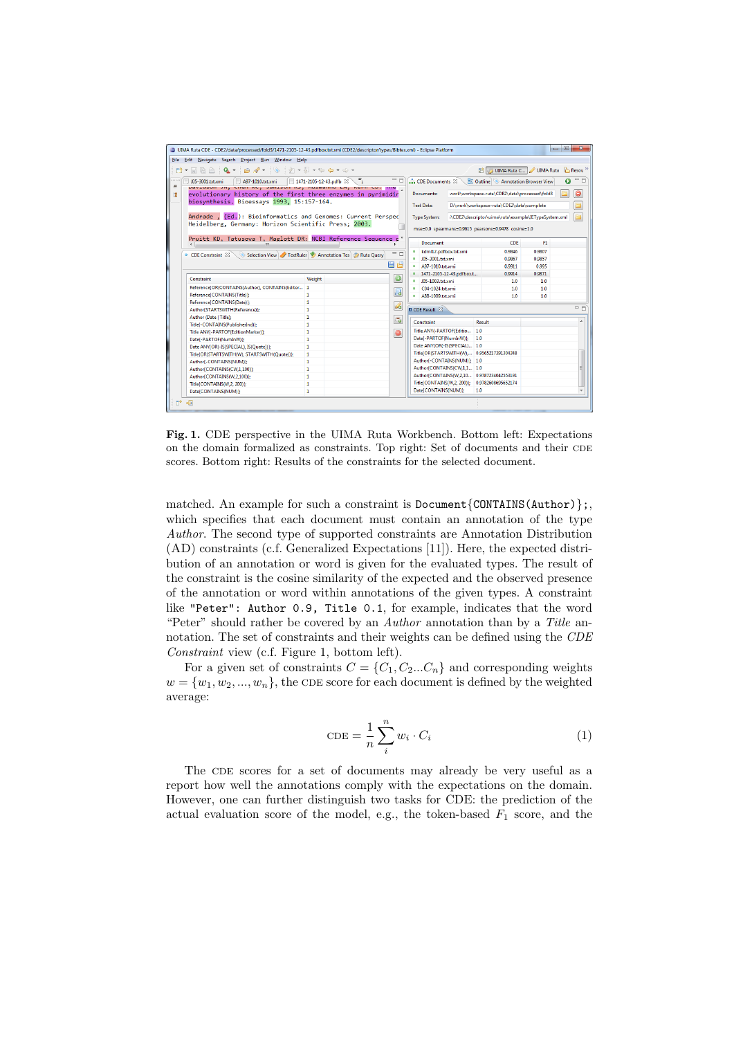**Fig. 1.** CDE perspective in the UIMA Ruta Workbench. Bottom left: Expectations on the domain formalized as constraints. Top right: Set of documents and their CDE scores. Bottom right: Results of the constraints for the selected document.

matched. An example for such a constraint is `Document{CONTAINS(Author)};`, which specifies that each document must contain an annotation of the type *Author*. The second type of supported constraints are Annotation Distribution (AD) constraints (c.f. Generalized Expectations [11]). Here, the expected distribution of an annotation or word is given for the evaluated types. The result of the constraint is the cosine similarity of the expected and the observed presence of the annotation or word within annotations of the given types. A constraint like `"Peter": Author 0.9, Title 0.1`, for example, indicates that the word "Peter" should rather be covered by an *Author* annotation than by a *Title* annotation. The set of constraints and their weights can be defined using the *CDE Constraint* view (c.f. Figure 1, bottom left).

For a given set of constraints $C = \{C_1, C_2 ... C_n\}$ and corresponding weights $w = \{w_1, w_2, ..., w_n\}$, the CDE score for each document is defined by the weighted average:

$$\text{CDE} = \frac{1}{n} \sum_{i}^{n} w_i \cdot C_i \tag{1}$$

The CDE scores for a set of documents may already be very useful as a report how well the annotations comply with the expectations on the domain. However, one can further distinguish two tasks for CDE: the prediction of the actual evaluation score of the model, e.g., the token-based $F_1$ score, and the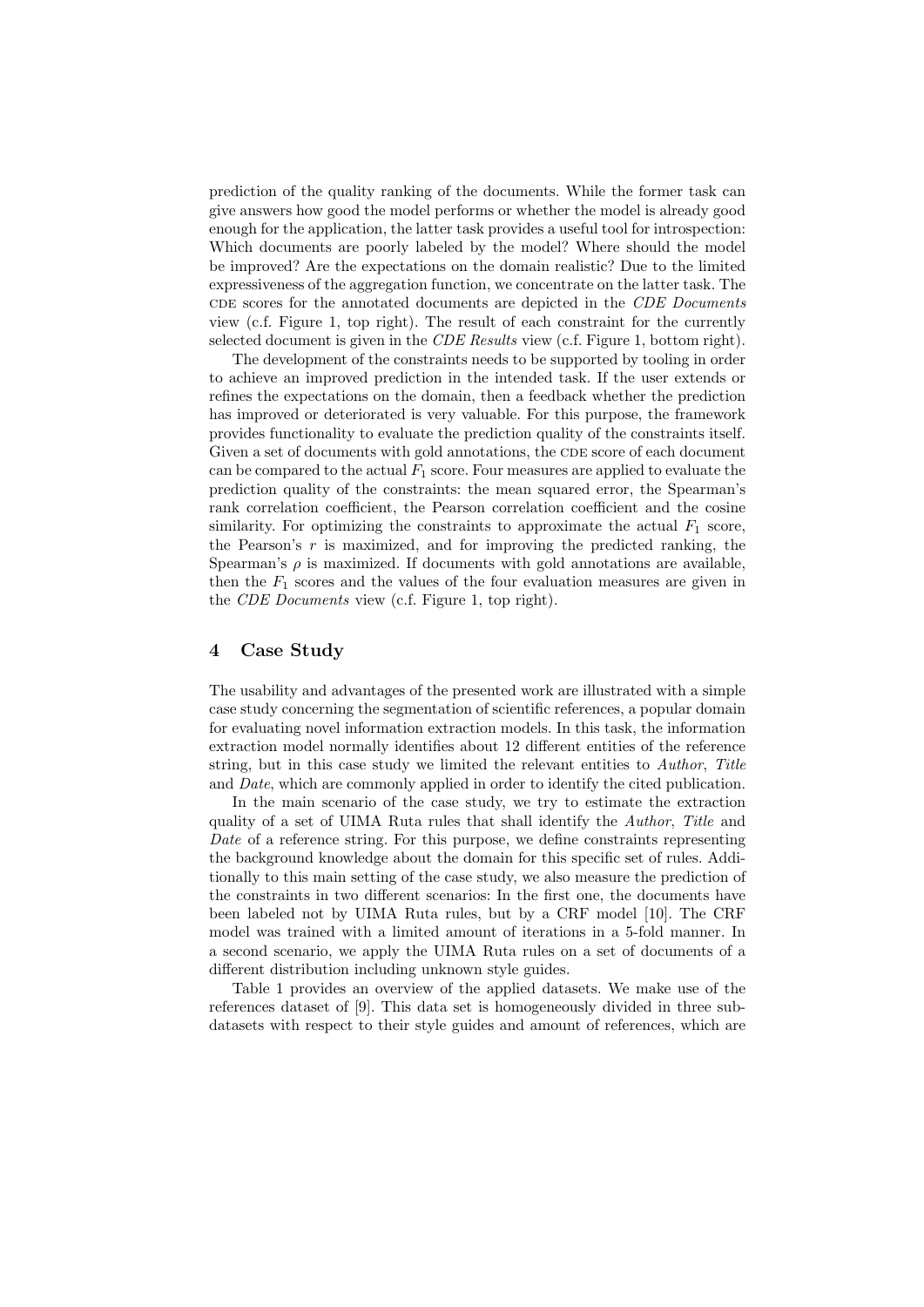prediction of the quality ranking of the documents. While the former task can give answers how good the model performs or whether the model is already good enough for the application, the latter task provides a useful tool for introspection: Which documents are poorly labeled by the model? Where should the model be improved? Are the expectations on the domain realistic? Due to the limited expressiveness of the aggregation function, we concentrate on the latter task. The CDE scores for the annotated documents are depicted in the *CDE Documents* view (c.f. Figure 1, top right). The result of each constraint for the currently selected document is given in the *CDE Results* view (c.f. Figure 1, bottom right).

The development of the constraints needs to be supported by tooling in order to achieve an improved prediction in the intended task. If the user extends or refines the expectations on the domain, then a feedback whether the prediction has improved or deteriorated is very valuable. For this purpose, the framework provides functionality to evaluate the prediction quality of the constraints itself. Given a set of documents with gold annotations, the CDE score of each document can be compared to the actual $F_1$ score. Four measures are applied to evaluate the prediction quality of the constraints: the mean squared error, the Spearman's rank correlation coefficient, the Pearson correlation coefficient and the cosine similarity. For optimizing the constraints to approximate the actual $F_1$ score, the Pearson's $r$ is maximized, and for improving the predicted ranking, the Spearman's $\rho$ is maximized. If documents with gold annotations are available, then the $F_1$ scores and the values of the four evaluation measures are given in the *CDE Documents* view (c.f. Figure 1, top right).

## 4 Case Study

The usability and advantages of the presented work are illustrated with a simple case study concerning the segmentation of scientific references, a popular domain for evaluating novel information extraction models. In this task, the information extraction model normally identifies about 12 different entities of the reference string, but in this case study we limited the relevant entities to *Author*, *Title* and *Date*, which are commonly applied in order to identify the cited publication.

In the main scenario of the case study, we try to estimate the extraction quality of a set of UIMA Ruta rules that shall identify the *Author*, *Title* and *Date* of a reference string. For this purpose, we define constraints representing the background knowledge about the domain for this specific set of rules. Additionally to this main setting of the case study, we also measure the prediction of the constraints in two different scenarios: In the first one, the documents have been labeled not by UIMA Ruta rules, but by a CRF model [10]. The CRF model was trained with a limited amount of iterations in a 5-fold manner. In a second scenario, we apply the UIMA Ruta rules on a set of documents of a different distribution including unknown style guides.

Table 1 provides an overview of the applied datasets. We make use of the references dataset of [9]. This data set is homogeneously divided in three sub-datasets with respect to their style guides and amount of references, which are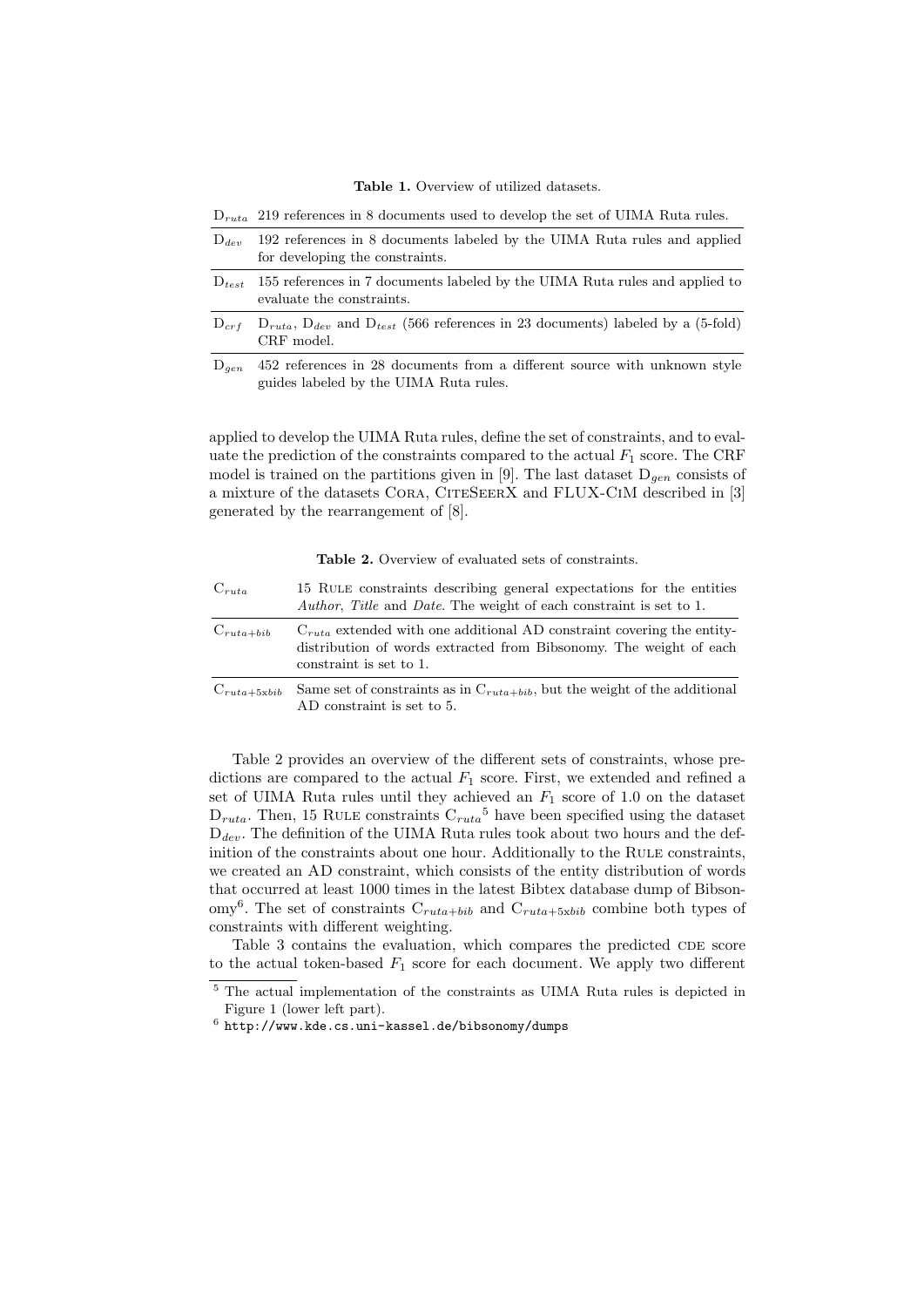**Table 1.** Overview of utilized datasets.

| | |
|---|---|
| $D_{ruta}$ | 219 references in 8 documents used to develop the set of UIMA Ruta rules. |
| $D_{dev}$ | 192 references in 8 documents labeled by the UIMA Ruta rules and applied for developing the constraints. |
| $D_{test}$ | 155 references in 7 documents labeled by the UIMA Ruta rules and applied to evaluate the constraints. |
| $D_{crf}$ | $D_{ruta}$, $D_{dev}$ and $D_{test}$ (566 references in 23 documents) labeled by a (5-fold) CRF model. |
| $D_{gen}$ | 452 references in 28 documents from a different source with unknown style guides labeled by the UIMA Ruta rules. |

applied to develop the UIMA Ruta rules, define the set of constraints, and to evaluate the prediction of the constraints compared to the actual $F_1$ score. The CRF model is trained on the partitions given in [9]. The last dataset $D_{gen}$ consists of a mixture of the datasets CORA, CITESEERX and FLUX-CIM described in [3] generated by the rearrangement of [8].

**Table 2.** Overview of evaluated sets of constraints.

| | |
|---|---|
| $C_{ruta}$ | 15 RULE constraints describing general expectations for the entities *Author*, *Title* and *Date*. The weight of each constraint is set to 1. |
| $C_{ruta+bib}$ | $C_{ruta}$ extended with one additional AD constraint covering the entity-distribution of words extracted from Bibsonomy. The weight of each constraint is set to 1. |
| $C_{ruta+5xbib}$ | Same set of constraints as in $C_{ruta+bib}$, but the weight of the additional AD constraint is set to 5. |

Table 2 provides an overview of the different sets of constraints, whose predictions are compared to the actual $F_1$ score. First, we extended and refined a set of UIMA Ruta rules until they achieved an $F_1$ score of 1.0 on the dataset $D_{ruta}$. Then, 15 RULE constraints $C_{ruta}$[5] have been specified using the dataset $D_{dev}$. The definition of the UIMA Ruta rules took about two hours and the definition of the constraints about one hour. Additionally to the RULE constraints, we created an AD constraint, which consists of the entity distribution of words that occurred at least 1000 times in the latest Bibtex database dump of Bibsonomy[6]. The set of constraints $C_{ruta+bib}$ and $C_{ruta+5xbib}$ combine both types of constraints with different weighting.

Table 3 contains the evaluation, which compares the predicted CDE score to the actual token-based $F_1$ score for each document. We apply two different

[5] The actual implementation of the constraints as UIMA Ruta rules is depicted in Figure 1 (lower left part).

[6] http://www.kde.cs.uni-kassel.de/bibsonomy/dumps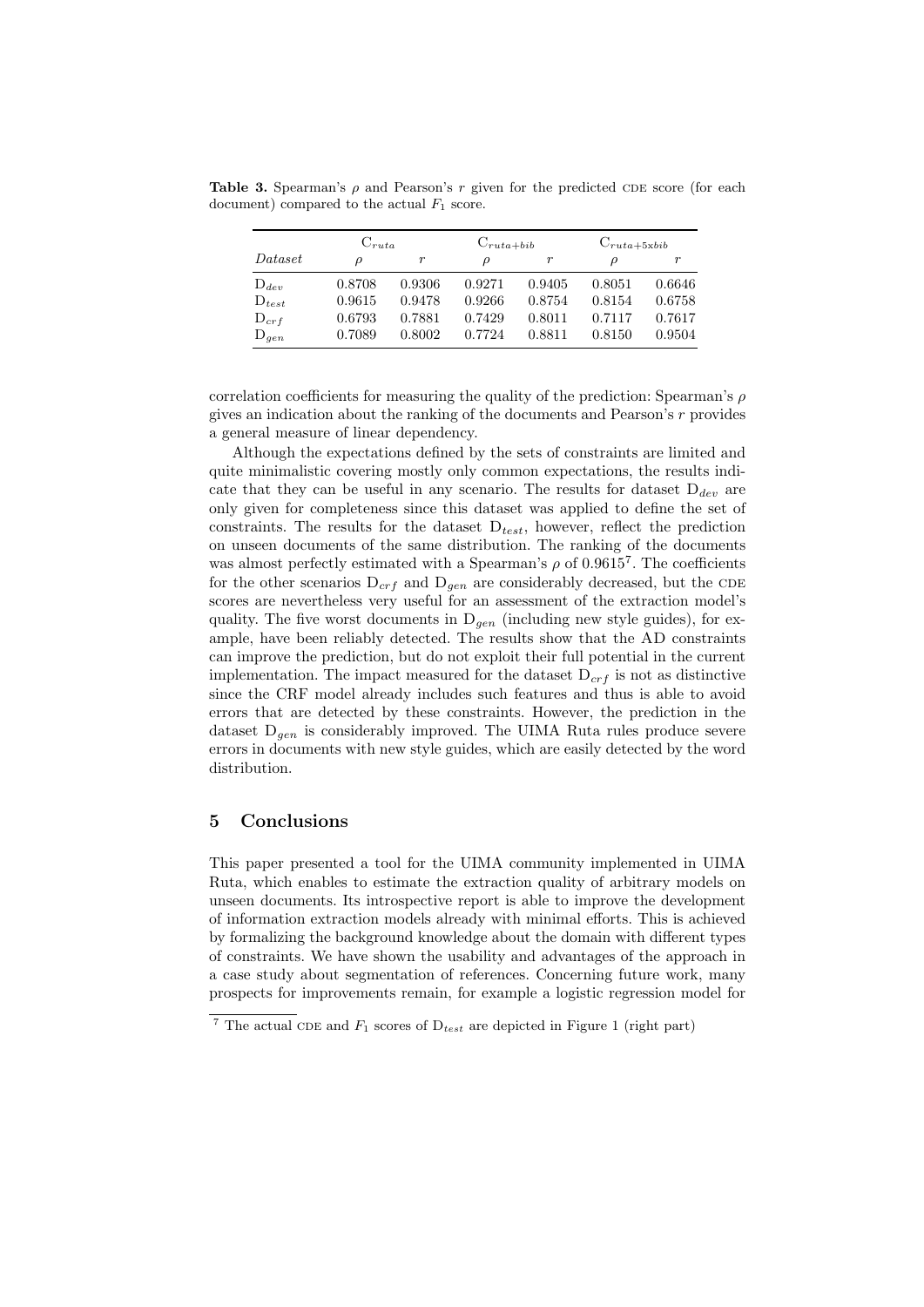**Table 3.** Spearman's $\rho$ and Pearson's $r$ given for the predicted CDE score (for each document) compared to the actual $F_1$ score.

| | $C_{ruta}$ | | $C_{ruta+bib}$ | | $C_{ruta+5xbib}$ | |
|---|---|---|---|---|---|---|
| *Dataset* | $\rho$ | $r$ | $\rho$ | $r$ | $\rho$ | $r$ |
| $D_{dev}$ | 0.8708 | 0.9306 | 0.9271 | 0.9405 | 0.8051 | 0.6646 |
| $D_{test}$ | 0.9615 | 0.9478 | 0.9266 | 0.8754 | 0.8154 | 0.6758 |
| $D_{crf}$ | 0.6793 | 0.7881 | 0.7429 | 0.8011 | 0.7117 | 0.7617 |
| $D_{gen}$ | 0.7089 | 0.8002 | 0.7724 | 0.8811 | 0.8150 | 0.9504 |

correlation coefficients for measuring the quality of the prediction: Spearman's $\rho$ gives an indication about the ranking of the documents and Pearson's $r$ provides a general measure of linear dependency.

Although the expectations defined by the sets of constraints are limited and quite minimalistic covering mostly only common expectations, the results indicate that they can be useful in any scenario. The results for dataset $D_{dev}$ are only given for completeness since this dataset was applied to define the set of constraints. The results for the dataset $D_{test}$, however, reflect the prediction on unseen documents of the same distribution. The ranking of the documents was almost perfectly estimated with a Spearman's $\rho$ of 0.9615[7]. The coefficients for the other scenarios $D_{crf}$ and $D_{gen}$ are considerably decreased, but the CDE scores are nevertheless very useful for an assessment of the extraction model's quality. The five worst documents in $D_{gen}$ (including new style guides), for example, have been reliably detected. The results show that the AD constraints can improve the prediction, but do not exploit their full potential in the current implementation. The impact measured for the dataset $D_{crf}$ is not as distinctive since the CRF model already includes such features and thus is able to avoid errors that are detected by these constraints. However, the prediction in the dataset $D_{gen}$ is considerably improved. The UIMA Ruta rules produce severe errors in documents with new style guides, which are easily detected by the word distribution.

## 5 Conclusions

This paper presented a tool for the UIMA community implemented in UIMA Ruta, which enables to estimate the extraction quality of arbitrary models on unseen documents. Its introspective report is able to improve the development of information extraction models already with minimal efforts. This is achieved by formalizing the background knowledge about the domain with different types of constraints. We have shown the usability and advantages of the approach in a case study about segmentation of references. Concerning future work, many prospects for improvements remain, for example a logistic regression model for

[7] The actual CDE and $F_1$ scores of $D_{test}$ are depicted in Figure 1 (right part)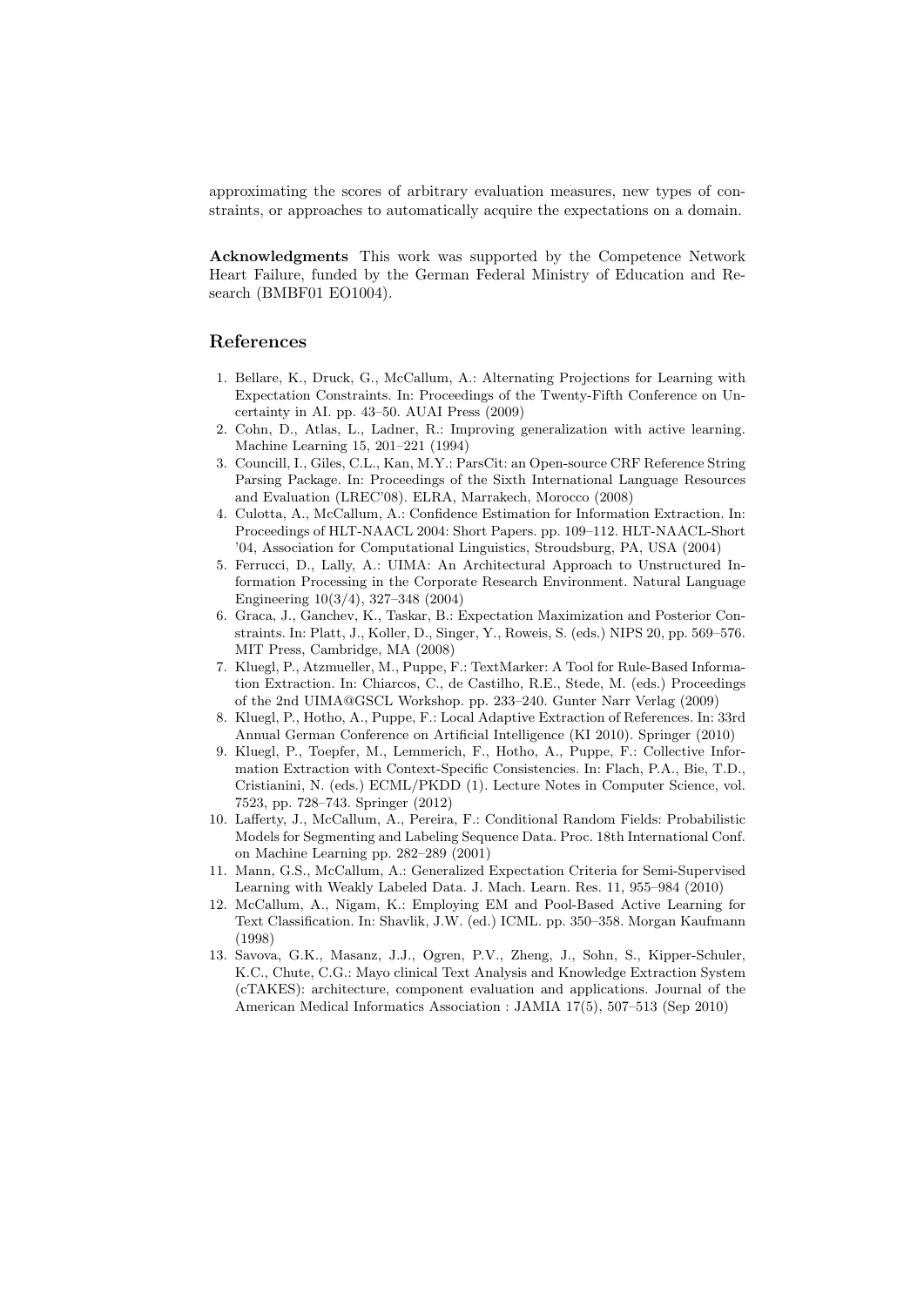approximating the scores of arbitrary evaluation measures, new types of constraints, or approaches to automatically acquire the expectations on a domain.

**Acknowledgments** This work was supported by the Competence Network Heart Failure, funded by the German Federal Ministry of Education and Research (BMBF01 EO1004).

## References

1. Bellare, K., Druck, G., McCallum, A.: Alternating Projections for Learning with Expectation Constraints. In: Proceedings of the Twenty-Fifth Conference on Uncertainty in AI. pp. 43–50. AUAI Press (2009)
2. Cohn, D., Atlas, L., Ladner, R.: Improving generalization with active learning. Machine Learning 15, 201–221 (1994)
3. Councill, I., Giles, C.L., Kan, M.Y.: ParsCit: an Open-source CRF Reference String Parsing Package. In: Proceedings of the Sixth International Language Resources and Evaluation (LREC'08). ELRA, Marrakech, Morocco (2008)
4. Culotta, A., McCallum, A.: Confidence Estimation for Information Extraction. In: Proceedings of HLT-NAACL 2004: Short Papers. pp. 109–112. HLT-NAACL-Short '04, Association for Computational Linguistics, Stroudsburg, PA, USA (2004)
5. Ferrucci, D., Lally, A.: UIMA: An Architectural Approach to Unstructured Information Processing in the Corporate Research Environment. Natural Language Engineering 10(3/4), 327–348 (2004)
6. Graca, J., Ganchev, K., Taskar, B.: Expectation Maximization and Posterior Constraints. In: Platt, J., Koller, D., Singer, Y., Roweis, S. (eds.) NIPS 20, pp. 569–576. MIT Press, Cambridge, MA (2008)
7. Kluegl, P., Atzmueller, M., Puppe, F.: TextMarker: A Tool for Rule-Based Information Extraction. In: Chiarcos, C., de Castilho, R.E., Stede, M. (eds.) Proceedings of the 2nd UIMA@GSCL Workshop. pp. 233–240. Gunter Narr Verlag (2009)
8. Kluegl, P., Hotho, A., Puppe, F.: Local Adaptive Extraction of References. In: 33rd Annual German Conference on Artificial Intelligence (KI 2010). Springer (2010)
9. Kluegl, P., Toepfer, M., Lemmerich, F., Hotho, A., Puppe, F.: Collective Information Extraction with Context-Specific Consistencies. In: Flach, P.A., Bie, T.D., Cristianini, N. (eds.) ECML/PKDD (1). Lecture Notes in Computer Science, vol. 7523, pp. 728–743. Springer (2012)
10. Lafferty, J., McCallum, A., Pereira, F.: Conditional Random Fields: Probabilistic Models for Segmenting and Labeling Sequence Data. Proc. 18th International Conf. on Machine Learning pp. 282–289 (2001)
11. Mann, G.S., McCallum, A.: Generalized Expectation Criteria for Semi-Supervised Learning with Weakly Labeled Data. J. Mach. Learn. Res. 11, 955–984 (2010)
12. McCallum, A., Nigam, K.: Employing EM and Pool-Based Active Learning for Text Classification. In: Shavlik, J.W. (ed.) ICML. pp. 350–358. Morgan Kaufmann (1998)
13. Savova, G.K., Masanz, J.J., Ogren, P.V., Zheng, J., Sohn, S., Kipper-Schuler, K.C., Chute, C.G.: Mayo clinical Text Analysis and Knowledge Extraction System (cTAKES): architecture, component evaluation and applications. Journal of the American Medical Informatics Association : JAMIA 17(5), 507–513 (Sep 2010)